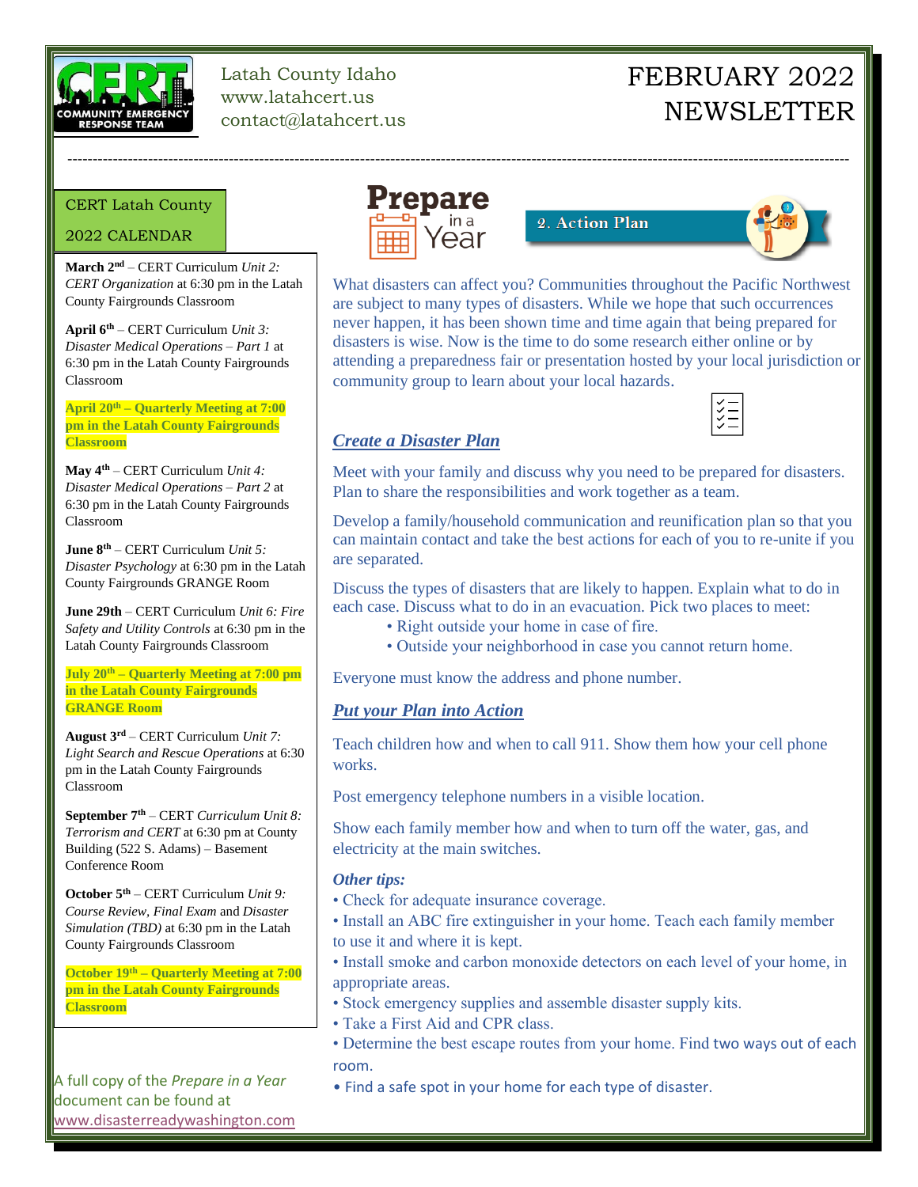Latah County Idaho
www.latahcert.us
contact@latahcert.us

# FEBRUARY 2022 NEWSLETTER

## CERT Latah County 2022 CALENDAR

**March 2nd** – CERT Curriculum *Unit 2: CERT Organization* at 6:30 pm in the Latah County Fairgrounds Classroom

**April 6th** – CERT Curriculum *Unit 3: Disaster Medical Operations – Part 1* at 6:30 pm in the Latah County Fairgrounds Classroom

**April 20th – Quarterly Meeting at 7:00 pm in the Latah County Fairgrounds Classroom**

**May 4th** – CERT Curriculum *Unit 4: Disaster Medical Operations – Part 2* at 6:30 pm in the Latah County Fairgrounds Classroom

**June 8th** – CERT Curriculum *Unit 5: Disaster Psychology* at 6:30 pm in the Latah County Fairgrounds GRANGE Room

**June 29th** – CERT Curriculum *Unit 6: Fire Safety and Utility Controls* at 6:30 pm in the Latah County Fairgrounds Classroom

**July 20th – Quarterly Meeting at 7:00 pm in the Latah County Fairgrounds GRANGE Room**

**August 3rd** – CERT Curriculum *Unit 7: Light Search and Rescue Operations* at 6:30 pm in the Latah County Fairgrounds Classroom

**September 7th** – CERT *Curriculum Unit 8: Terrorism and CERT* at 6:30 pm at County Building (522 S. Adams) – Basement Conference Room

**October 5th** – CERT Curriculum *Unit 9: Course Review, Final Exam* and *Disaster Simulation (TBD)* at 6:30 pm in the Latah County Fairgrounds Classroom

**October 19th – Quarterly Meeting at 7:00 pm in the Latah County Fairgrounds Classroom**

A full copy of the *Prepare in a Year* document can be found at www.disasterreadywashington.com

## Prepare in a Year

### 2. Action Plan

What disasters can affect you? Communities throughout the Pacific Northwest are subject to many types of disasters. While we hope that such occurrences never happen, it has been shown time and time again that being prepared for disasters is wise. Now is the time to do some research either online or by attending a preparedness fair or presentation hosted by your local jurisdiction or community group to learn about your local hazards.

### *Create a Disaster Plan*

Meet with your family and discuss why you need to be prepared for disasters. Plan to share the responsibilities and work together as a team.

Develop a family/household communication and reunification plan so that you can maintain contact and take the best actions for each of you to re-unite if you are separated.

Discuss the types of disasters that are likely to happen. Explain what to do in each case. Discuss what to do in an evacuation. Pick two places to meet:

- Right outside your home in case of fire.
- Outside your neighborhood in case you cannot return home.

Everyone must know the address and phone number.

### *Put your Plan into Action*

Teach children how and when to call 911. Show them how your cell phone works.

Post emergency telephone numbers in a visible location.

Show each family member how and when to turn off the water, gas, and electricity at the main switches.

***Other tips:***

- Check for adequate insurance coverage.
- Install an ABC fire extinguisher in your home. Teach each family member to use it and where it is kept.
- Install smoke and carbon monoxide detectors on each level of your home, in appropriate areas.
- Stock emergency supplies and assemble disaster supply kits.
- Take a First Aid and CPR class.
- Determine the best escape routes from your home. Find two ways out of each room.
- Find a safe spot in your home for each type of disaster.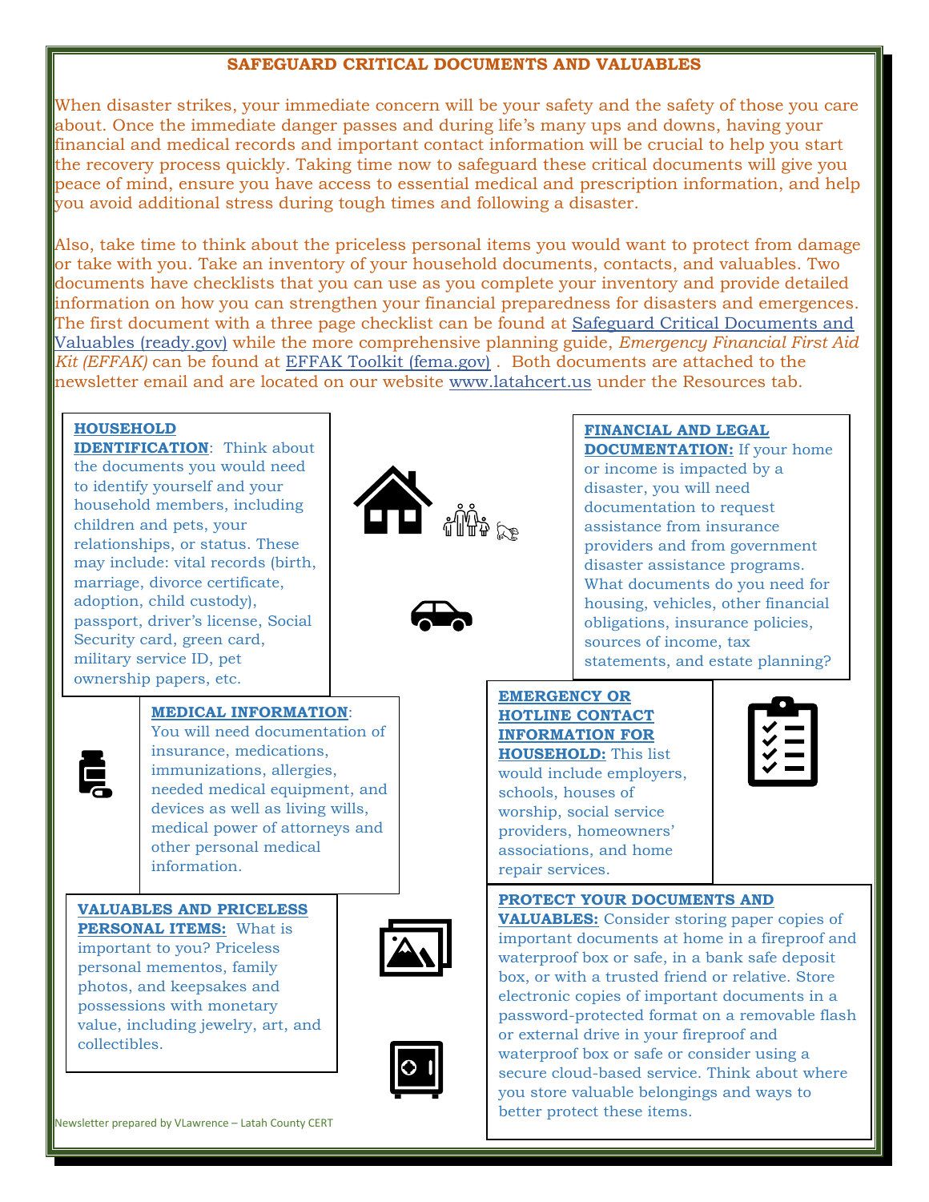## SAFEGUARD CRITICAL DOCUMENTS AND VALUABLES

When disaster strikes, your immediate concern will be your safety and the safety of those you care about. Once the immediate danger passes and during life's many ups and downs, having your financial and medical records and important contact information will be crucial to help you start the recovery process quickly. Taking time now to safeguard these critical documents will give you peace of mind, ensure you have access to essential medical and prescription information, and help you avoid additional stress during tough times and following a disaster.

Also, take time to think about the priceless personal items you would want to protect from damage or take with you. Take an inventory of your household documents, contacts, and valuables. Two documents have checklists that you can use as you complete your inventory and provide detailed information on how you can strengthen your financial preparedness for disasters and emergences. The first document with a three page checklist can be found at Safeguard Critical Documents and Valuables (ready.gov) while the more comprehensive planning guide, *Emergency Financial First Aid Kit (EFFAK)* can be found at EFFAK Toolkit (fema.gov) . Both documents are attached to the newsletter email and are located on our website www.latahcert.us under the Resources tab.

**HOUSEHOLD IDENTIFICATION**: Think about the documents you would need to identify yourself and your household members, including children and pets, your relationships, or status. These may include: vital records (birth, marriage, divorce certificate, adoption, child custody), passport, driver's license, Social Security card, green card, military service ID, pet ownership papers, etc.

**FINANCIAL AND LEGAL DOCUMENTATION:** If your home or income is impacted by a disaster, you will need documentation to request assistance from insurance providers and from government disaster assistance programs. What documents do you need for housing, vehicles, other financial obligations, insurance policies, sources of income, tax statements, and estate planning?

**MEDICAL INFORMATION**: You will need documentation of insurance, medications, immunizations, allergies, needed medical equipment, and devices as well as living wills, medical power of attorneys and other personal medical information.

**EMERGENCY OR HOTLINE CONTACT INFORMATION FOR HOUSEHOLD:** This list would include employers, schools, houses of worship, social service providers, homeowners' associations, and home repair services.

**VALUABLES AND PRICELESS PERSONAL ITEMS:** What is important to you? Priceless personal mementos, family photos, and keepsakes and possessions with monetary value, including jewelry, art, and collectibles.

**PROTECT YOUR DOCUMENTS AND VALUABLES:** Consider storing paper copies of important documents at home in a fireproof and waterproof box or safe, in a bank safe deposit box, or with a trusted friend or relative. Store electronic copies of important documents in a password-protected format on a removable flash or external drive in your fireproof and waterproof box or safe or consider using a secure cloud-based service. Think about where you store valuable belongings and ways to better protect these items.

Newsletter prepared by VLawrence – Latah County CERT